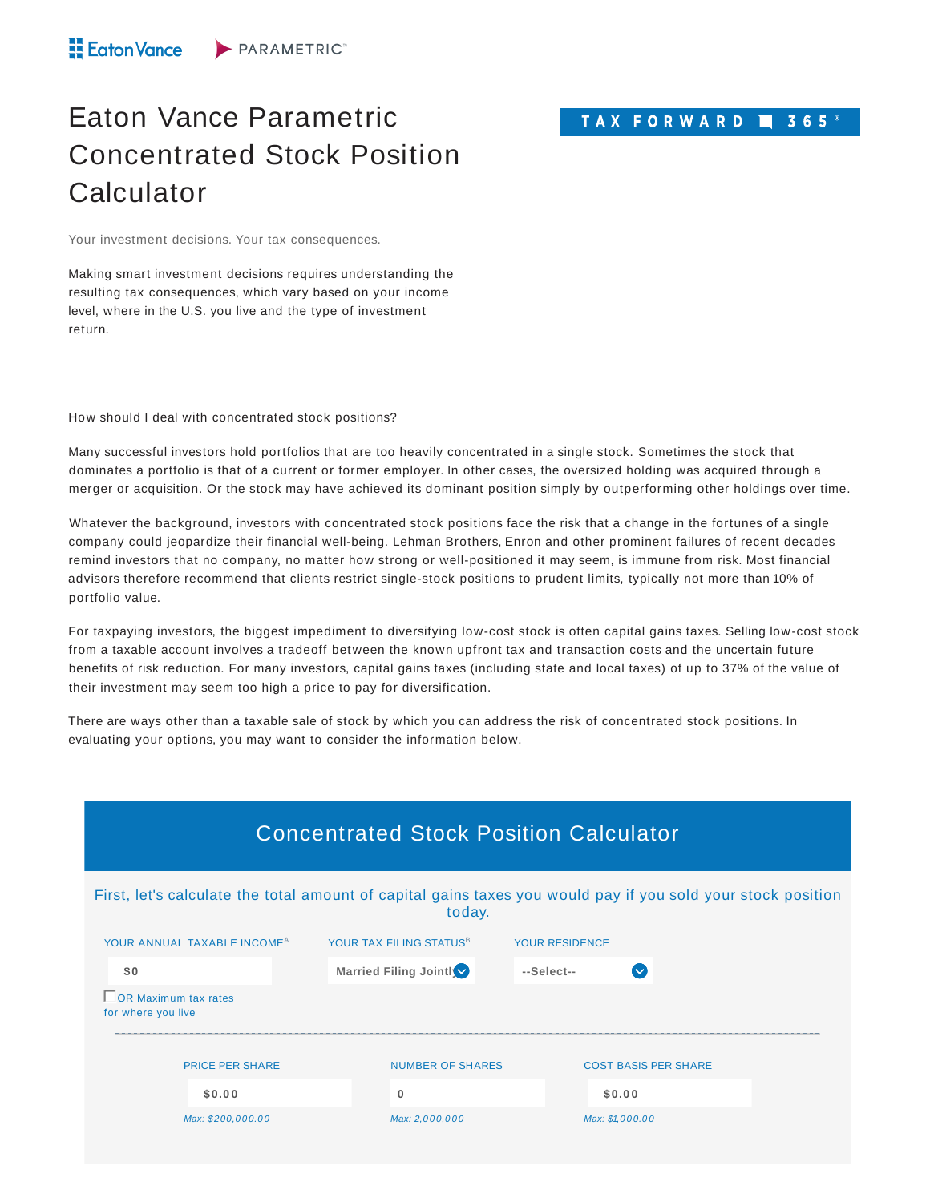Eaton Vance PARAMETRIC

# Eaton Vance Parametric Concentrated Stock Position Calculator

TAX FORWARD 365®

Your investment decisions. Your tax consequences.

Making smart investment decisions requires understanding the resulting tax consequences, which vary based on your income level, where in the U.S. you live and the type of investment return.

How should I deal with concentrated stock positions?

Many successful investors hold portfolios that are too heavily concentrated in a single stock. Sometimes the stock that dominates a portfolio is that of a current or former employer. In other cases, the oversized holding was acquired through a merger or acquisition. Or the stock may have achieved its dominant position simply by outperforming other holdings over time.

Whatever the background, investors with concentrated stock positions face the risk that a change in the fortunes of a single company could jeopardize their financial well-being. Lehman Brothers, Enron and other prominent failures of recent decades remind investors that no company, no matter how strong or well-positioned it may seem, is immune from risk. Most financial advisors therefore recommend that clients restrict single-stock positions to prudent limits, typically not more than 10% of portfolio value.

For taxpaying investors, the biggest impediment to diversifying low-cost stock is often capital gains taxes. Selling low-cost stock from a taxable account involves a tradeoff between the known upfront tax and transaction costs and the uncertain future benefits of risk reduction. For many investors, capital gains taxes (including state and local taxes) of up to 37% of the value of their investment may seem too high a price to pay for diversification.

There are ways other than a taxable sale of stock by which you can address the risk of concentrated stock positions. In evaluating your options, you may want to consider the information below.

## Concentrated Stock Position Calculator

First, let's calculate the total amount of capital gains taxes you would pay if you sold your stock position today.

YOUR ANNUAL TAXABLE INCOME[A]

$0

OR Maximum tax rates for where you live

YOUR TAX FILING STATUS[B]

Married Filing Jointly

YOUR RESIDENCE

--Select--

PRICE PER SHARE

$0.00

*Max: $200,000.00*

NUMBER OF SHARES

0

*Max: 2,000,000*

COST BASIS PER SHARE

$0.00

*Max: $1,000.00*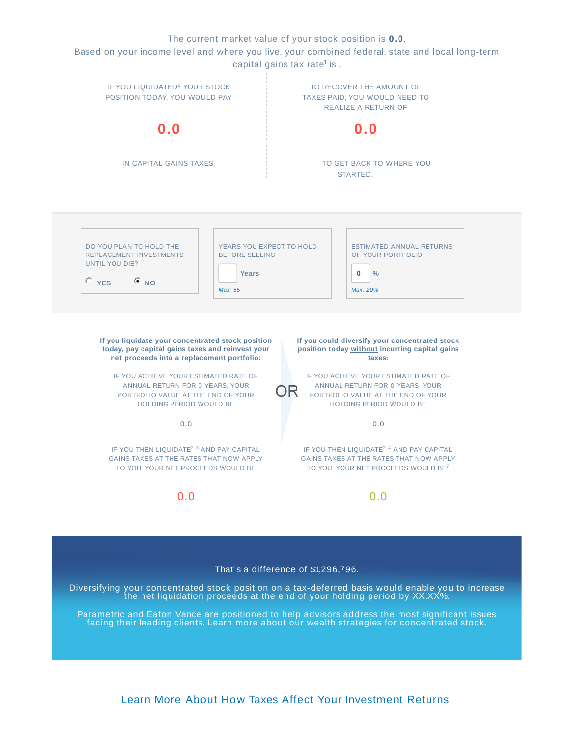The current market value of your stock position is **0.0**.

Based on your income level and where you live, your combined federal, state and local long-term capital gains tax rate[1] is .

IF YOU LIQUIDATED[2] YOUR STOCK POSITION TODAY, YOU WOULD PAY

**0.0**

IN CAPITAL GAINS TAXES.

TO RECOVER THE AMOUNT OF TAXES PAID, YOU WOULD NEED TO REALIZE A RETURN OF

**0.0**

TO GET BACK TO WHERE YOU STARTED.

DO YOU PLAN TO HOLD THE REPLACEMENT INVESTMENTS UNTIL YOU DIE?

YES NO

YEARS YOU EXPECT TO HOLD BEFORE SELLING

Years

*Max: 55*

ESTIMATED ANNUAL RETURNS OF YOUR PORTFOLIO

0 %

*Max: 20%*

**If you liquidate your concentrated stock position today, pay capital gains taxes and reinvest your net proceeds into a replacement portfolio:**

IF YOU ACHIEVE YOUR ESTIMATED RATE OF ANNUAL RETURN FOR 0 YEARS, YOUR PORTFOLIO VALUE AT THE END OF YOUR HOLDING PERIOD WOULD BE

0.0

IF YOU THEN LIQUIDATE[2, 3] AND PAY CAPITAL GAINS TAXES AT THE RATES THAT NOW APPLY TO YOU, YOUR NET PROCEEDS WOULD BE

0.0

OR

**If you could diversify your concentrated stock position today without incurring capital gains taxes:**

IF YOU ACHIEVE YOUR ESTIMATED RATE OF ANNUAL RETURN FOR 0 YEARS, YOUR PORTFOLIO VALUE AT THE END OF YOUR HOLDING PERIOD WOULD BE

0.0

IF YOU THEN LIQUIDATE[2, 4] AND PAY CAPITAL GAINS TAXES AT THE RATES THAT NOW APPLY TO YOU, YOUR NET PROCEEDS WOULD BE[7]

0.0

That's a difference of $1,296,796.

Diversifying your concentrated stock position on a tax-deferred basis would enable you to increase the net liquidation proceeds at the end of your holding period by XX.XX%.

Parametric and Eaton Vance are positioned to help advisors address the most significant issues facing their leading clients. Learn more about our wealth strategies for concentrated stock.

Learn More About How Taxes Affect Your Investment Returns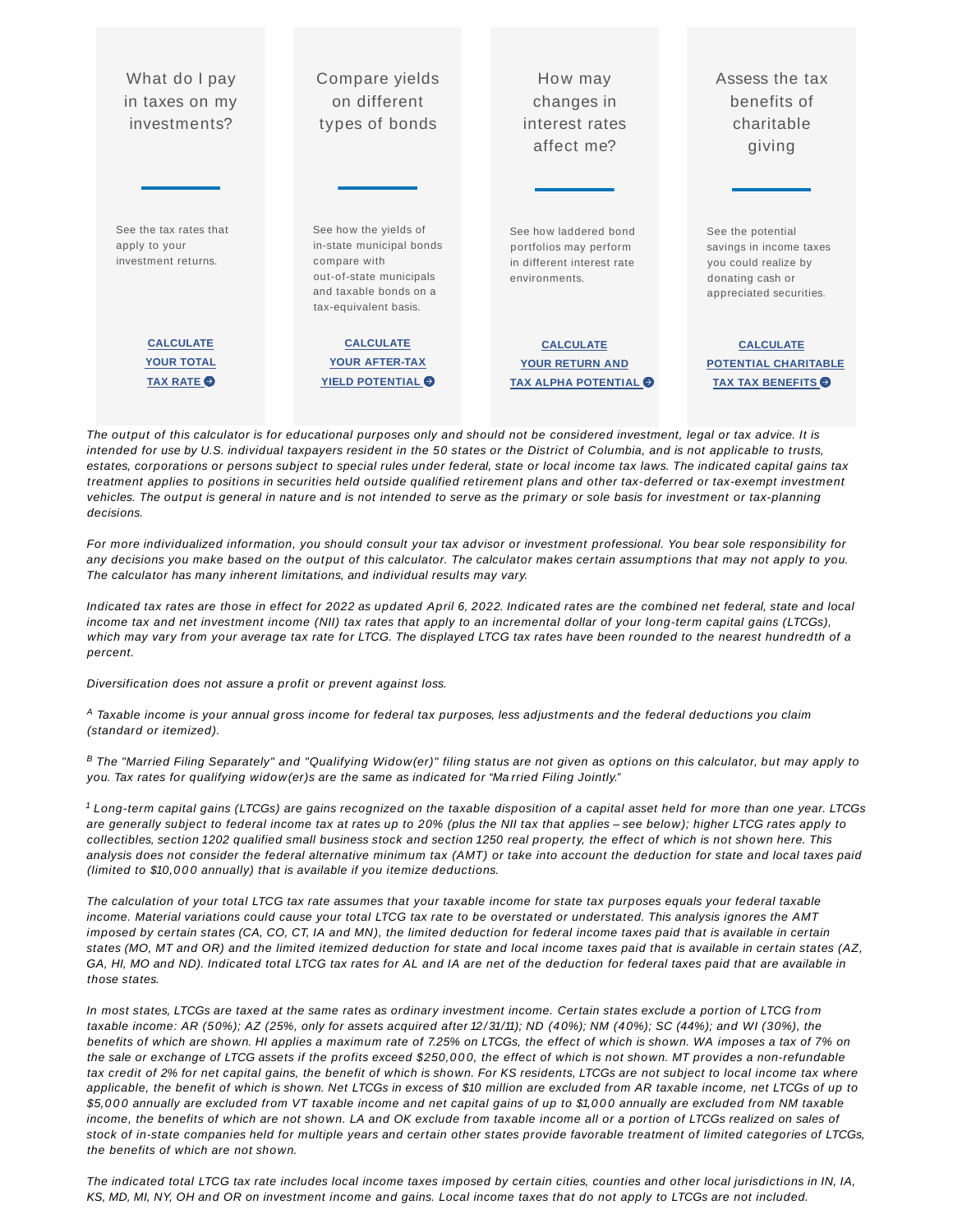### What do I pay in taxes on my investments?

See the tax rates that apply to your investment returns.

**CALCULATE YOUR TOTAL TAX RATE**

### Compare yields on different types of bonds

See how the yields of in-state municipal bonds compare with out-of-state municipals and taxable bonds on a tax-equivalent basis.

**CALCULATE YOUR AFTER-TAX YIELD POTENTIAL**

### How may changes in interest rates affect me?

See how laddered bond portfolios may perform in different interest rate environments.

**CALCULATE YOUR RETURN AND TAX ALPHA POTENTIAL**

### Assess the tax benefits of charitable giving

See the potential savings in income taxes you could realize by donating cash or appreciated securities.

**CALCULATE POTENTIAL CHARITABLE TAX TAX BENEFITS**

*The output of this calculator is for educational purposes only and should not be considered investment, legal or tax advice. It is intended for use by U.S. individual taxpayers resident in the 50 states or the District of Columbia, and is not applicable to trusts, estates, corporations or persons subject to special rules under federal, state or local income tax laws. The indicated capital gains tax treatment applies to positions in securities held outside qualified retirement plans and other tax-deferred or tax-exempt investment vehicles. The output is general in nature and is not intended to serve as the primary or sole basis for investment or tax-planning decisions.*

*For more individualized information, you should consult your tax advisor or investment professional. You bear sole responsibility for any decisions you make based on the output of this calculator. The calculator makes certain assumptions that may not apply to you. The calculator has many inherent limitations, and individual results may vary.*

*Indicated tax rates are those in effect for 2022 as updated April 6, 2022. Indicated rates are the combined net federal, state and local income tax and net investment income (NII) tax rates that apply to an incremental dollar of your long-term capital gains (LTCGs), which may vary from your average tax rate for LTCG. The displayed LTCG tax rates have been rounded to the nearest hundredth of a percent.*

*Diversification does not assure a profit or prevent against loss.*

*[A] Taxable income is your annual gross income for federal tax purposes, less adjustments and the federal deductions you claim (standard or itemized).*

*[B] The "Married Filing Separately" and "Qualifying Widow(er)" filing status are not given as options on this calculator, but may apply to you. Tax rates for qualifying widow(er)s are the same as indicated for "Married Filing Jointly."*

*[1] Long-term capital gains (LTCGs) are gains recognized on the taxable disposition of a capital asset held for more than one year. LTCGs are generally subject to federal income tax at rates up to 20% (plus the NII tax that applies – see below); higher LTCG rates apply to collectibles, section 1202 qualified small business stock and section 1250 real property, the effect of which is not shown here. This analysis does not consider the federal alternative minimum tax (AMT) or take into account the deduction for state and local taxes paid (limited to $10,000 annually) that is available if you itemize deductions.*

*The calculation of your total LTCG tax rate assumes that your taxable income for state tax purposes equals your federal taxable income. Material variations could cause your total LTCG tax rate to be overstated or understated. This analysis ignores the AMT imposed by certain states (CA, CO, CT, IA and MN), the limited deduction for federal income taxes paid that is available in certain states (MO, MT and OR) and the limited itemized deduction for state and local income taxes paid that is available in certain states (AZ, GA, HI, MO and ND). Indicated total LTCG tax rates for AL and IA are net of the deduction for federal taxes paid that are available in those states.*

*In most states, LTCGs are taxed at the same rates as ordinary investment income. Certain states exclude a portion of LTCG from taxable income: AR (50%); AZ (25%, only for assets acquired after 12/31/11); ND (40%); NM (40%); SC (44%); and WI (30%), the benefits of which are shown. HI applies a maximum rate of 7.25% on LTCGs, the effect of which is shown. WA imposes a tax of 7% on the sale or exchange of LTCG assets if the profits exceed $250,000, the effect of which is not shown. MT provides a non-refundable tax credit of 2% for net capital gains, the benefit of which is shown. For KS residents, LTCGs are not subject to local income tax where applicable, the benefit of which is shown. Net LTCGs in excess of $10 million are excluded from AR taxable income, net LTCGs of up to $5,000 annually are excluded from VT taxable income and net capital gains of up to $1,000 annually are excluded from NM taxable income, the benefits of which are not shown. LA and OK exclude from taxable income all or a portion of LTCGs realized on sales of stock of in-state companies held for multiple years and certain other states provide favorable treatment of limited categories of LTCGs, the benefits of which are not shown.*

*The indicated total LTCG tax rate includes local income taxes imposed by certain cities, counties and other local jurisdictions in IN, IA, KS, MD, MI, NY, OH and OR on investment income and gains. Local income taxes that do not apply to LTCGs are not included.*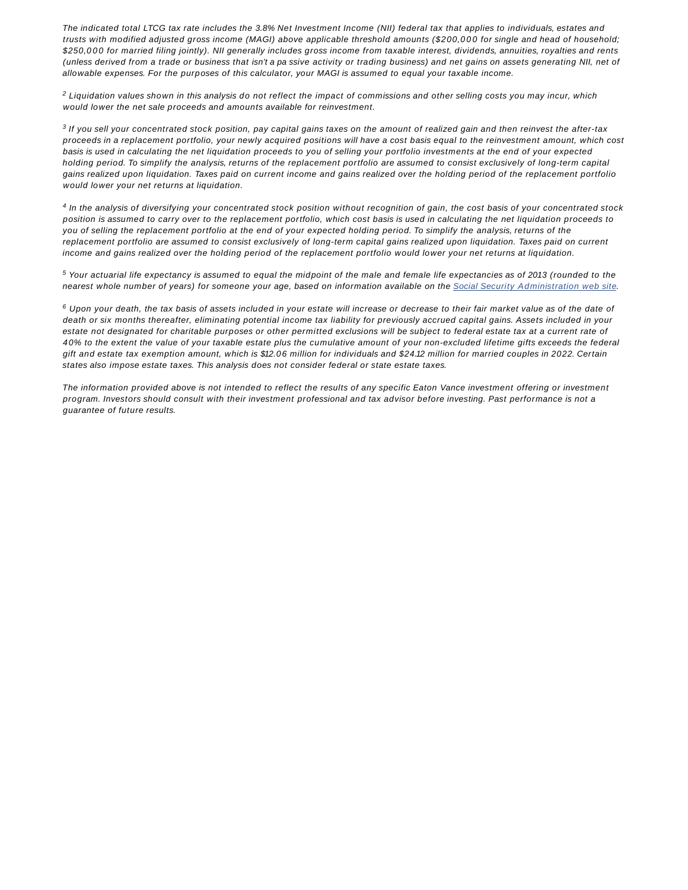*The indicated total LTCG tax rate includes the 3.8% Net Investment Income (NII) federal tax that applies to individuals, estates and trusts with modified adjusted gross income (MAGI) above applicable threshold amounts ($200,000 for single and head of household; $250,000 for married filing jointly). NII generally includes gross income from taxable interest, dividends, annuities, royalties and rents (unless derived from a trade or business that isn't a pa ssive activity or trading business) and net gains on assets generating NII, net of allowable expenses. For the purposes of this calculator, your MAGI is assumed to equal your taxable income.*

*[2] Liquidation values shown in this analysis do not reflect the impact of commissions and other selling costs you may incur, which would lower the net sale proceeds and amounts available for reinvestment.*

*[3] If you sell your concentrated stock position, pay capital gains taxes on the amount of realized gain and then reinvest the after-tax proceeds in a replacement portfolio, your newly acquired positions will have a cost basis equal to the reinvestment amount, which cost basis is used in calculating the net liquidation proceeds to you of selling your portfolio investments at the end of your expected holding period. To simplify the analysis, returns of the replacement portfolio are assumed to consist exclusively of long-term capital gains realized upon liquidation. Taxes paid on current income and gains realized over the holding period of the replacement portfolio would lower your net returns at liquidation.*

*[4] In the analysis of diversifying your concentrated stock position without recognition of gain, the cost basis of your concentrated stock position is assumed to carry over to the replacement portfolio, which cost basis is used in calculating the net liquidation proceeds to you of selling the replacement portfolio at the end of your expected holding period. To simplify the analysis, returns of the replacement portfolio are assumed to consist exclusively of long-term capital gains realized upon liquidation. Taxes paid on current income and gains realized over the holding period of the replacement portfolio would lower your net returns at liquidation.*

*[5] Your actuarial life expectancy is assumed to equal the midpoint of the male and female life expectancies as of 2013 (rounded to the nearest whole number of years) for someone your age, based on information available on the [Social Security Administration web site](#).*

*[6] Upon your death, the tax basis of assets included in your estate will increase or decrease to their fair market value as of the date of death or six months thereafter, eliminating potential income tax liability for previously accrued capital gains. Assets included in your estate not designated for charitable purposes or other permitted exclusions will be subject to federal estate tax at a current rate of 40% to the extent the value of your taxable estate plus the cumulative amount of your non-excluded lifetime gifts exceeds the federal gift and estate tax exemption amount, which is $12.06 million for individuals and $24.12 million for married couples in 2022. Certain states also impose estate taxes. This analysis does not consider federal or state estate taxes.*

*The information provided above is not intended to reflect the results of any specific Eaton Vance investment offering or investment program. Investors should consult with their investment professional and tax advisor before investing. Past performance is not a guarantee of future results.*